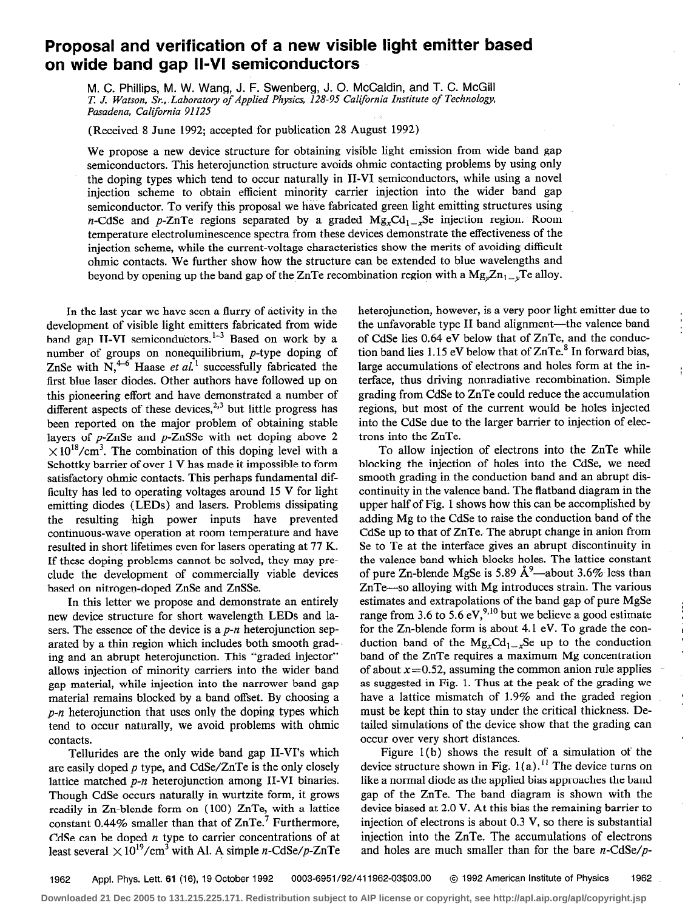# Proposal and verification of a new visible light emitter based on wide band gap II-VI semiconductors

M. C. Phillips, M. W. Wang, J. F. Swenberg, J. O. McCaldin, and T. C. McGill
*T. J. Watson, Sr., Laboratory of Applied Physics, 128-95 California Institute of Technology, Pasadena, California 91125*

(Received 8 June 1992; accepted for publication 28 August 1992)

We propose a new device structure for obtaining visible light emission from wide band gap semiconductors. This heterojunction structure avoids ohmic contacting problems by using only the doping types which tend to occur naturally in II-VI semiconductors, while using a novel injection scheme to obtain efficient minority carrier injection into the wider band gap semiconductor. To verify this proposal we have fabricated green light emitting structures using *n*-CdSe and *p*-ZnTe regions separated by a graded $Mg_xCd_{1-x}Se$ injection region. Room temperature electroluminescence spectra from these devices demonstrate the effectiveness of the injection scheme, while the current-voltage characteristics show the merits of avoiding difficult ohmic contacts. We further show how the structure can be extended to blue wavelengths and beyond by opening up the band gap of the ZnTe recombination region with a $Mg_yZn_{1-y}Te$ alloy.

In the last year we have seen a flurry of activity in the development of visible light emitters fabricated from wide band gap II-VI semiconductors.[1–3] Based on work by a number of groups on nonequilibrium, *p*-type doping of ZnSe with N,[4–6] Haase *et al.*[1] successfully fabricated the first blue laser diodes. Other authors have followed up on this pioneering effort and have demonstrated a number of different aspects of these devices,[2,3] but little progress has been reported on the major problem of obtaining stable layers of *p*-ZnSe and *p*-ZnSSe with net doping above $2\times10^{18}/cm^3$. The combination of this doping level with a Schottky barrier of over 1 V has made it impossible to form satisfactory ohmic contacts. This perhaps fundamental difficulty has led to operating voltages around 15 V for light emitting diodes (LEDs) and lasers. Problems dissipating the resulting high power inputs have prevented continuous-wave operation at room temperature and have resulted in short lifetimes even for lasers operating at 77 K. If these doping problems cannot be solved, they may preclude the development of commercially viable devices based on nitrogen-doped ZnSe and ZnSSe.

In this letter we propose and demonstrate an entirely new device structure for short wavelength LEDs and lasers. The essence of the device is a *p-n* heterojunction separated by a thin region which includes both smooth grading and an abrupt heterojunction. This "graded injector" allows injection of minority carriers into the wider band gap material, while injection into the narrower band gap material remains blocked by a band offset. By choosing a *p-n* heterojunction that uses only the doping types which tend to occur naturally, we avoid problems with ohmic contacts.

Tellurides are the only wide band gap II-VI's which are easily doped *p* type, and CdSe/ZnTe is the only closely lattice matched *p-n* heterojunction among II-VI binaries. Though CdSe occurs naturally in wurtzite form, it grows readily in Zn-blende form on (100) ZnTe, with a lattice constant 0.44% smaller than that of ZnTe.[7] Furthermore, CdSe can be doped *n* type to carrier concentrations of at least several $\times10^{19}/cm^3$ with Al. A simple *n*-CdSe/*p*-ZnTe heterojunction, however, is a very poor light emitter due to the unfavorable type II band alignment—the valence band of CdSe lies 0.64 eV below that of ZnTe, and the conduction band lies 1.15 eV below that of ZnTe.[8] In forward bias, large accumulations of electrons and holes form at the interface, thus driving nonradiative recombination. Simple grading from CdSe to ZnTe could reduce the accumulation regions, but most of the current would be holes injected into the CdSe due to the larger barrier to injection of electrons into the ZnTe.

To allow injection of electrons into the ZnTe while blocking the injection of holes into the CdSe, we need smooth grading in the conduction band and an abrupt discontinuity in the valence band. The flatband diagram in the upper half of Fig. 1 shows how this can be accomplished by adding Mg to the CdSe to raise the conduction band of the CdSe up to that of ZnTe. The abrupt change in anion from Se to Te at the interface gives an abrupt discontinuity in the valence band which blocks holes. The lattice constant of pure Zn-blende MgSe is 5.89 Å[9]—about 3.6% less than ZnTe—so alloying with Mg introduces strain. The various estimates and extrapolations of the band gap of pure MgSe range from 3.6 to 5.6 eV,[9,10] but we believe a good estimate for the Zn-blende form is about 4.1 eV. To grade the conduction band of the $Mg_xCd_{1-x}Se$ up to the conduction band of the ZnTe requires a maximum Mg concentration of about $x=0.52$, assuming the common anion rule applies as suggested in Fig. 1. Thus at the peak of the grading we have a lattice mismatch of 1.9% and the graded region must be kept thin to stay under the critical thickness. Detailed simulations of the device show that the grading can occur over very short distances.

Figure 1(b) shows the result of a simulation of the device structure shown in Fig. 1(a).[11] The device turns on like a normal diode as the applied bias approaches the band gap of the ZnTe. The band diagram is shown with the device biased at 2.0 V. At this bias the remaining barrier to injection of electrons is about 0.3 V, so there is substantial injection into the ZnTe. The accumulations of electrons and holes are much smaller than for the bare *n*-CdSe/*p*-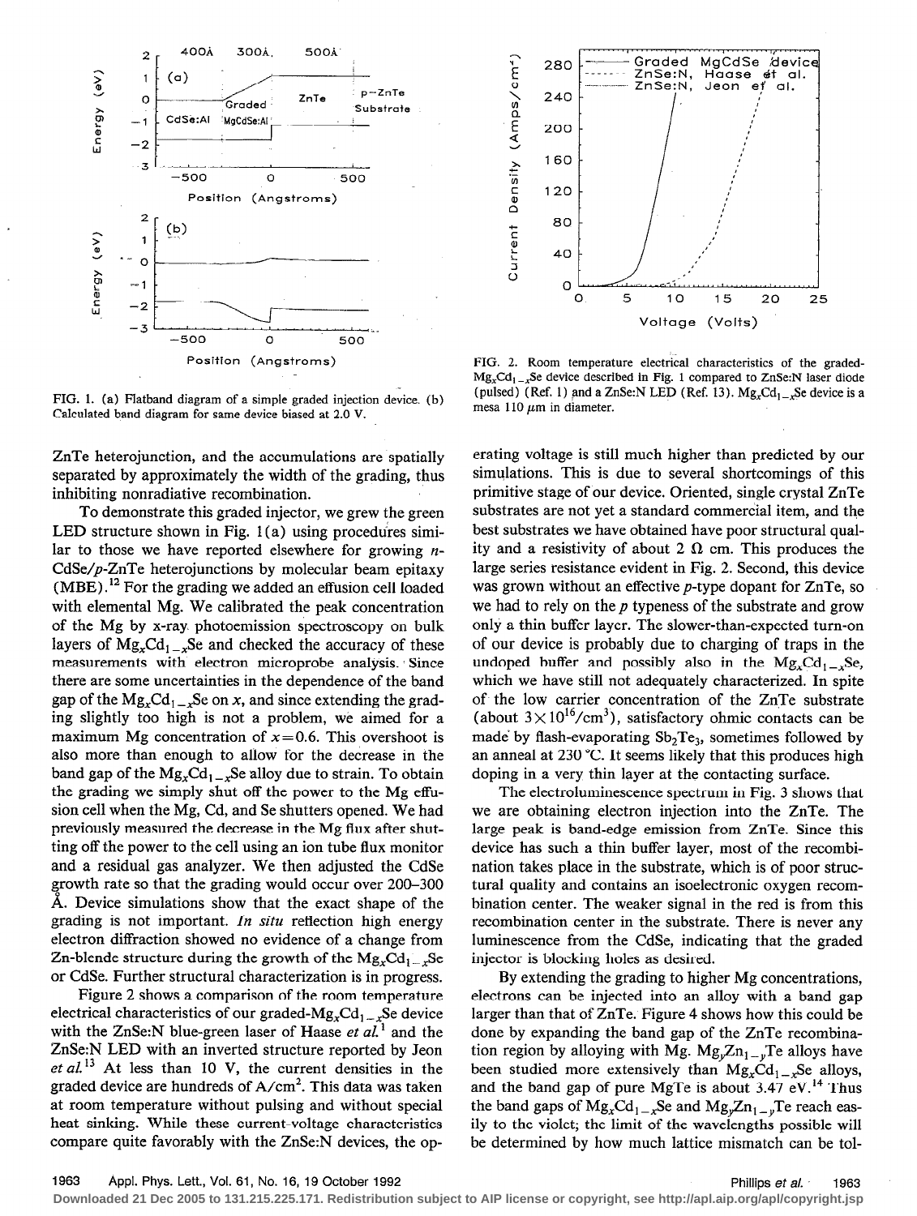FIG. 1. (a) Flatband diagram of a simple graded injection device. (b) Calculated band diagram for same device biased at 2.0 V.

FIG. 2. Room temperature electrical characteristics of the graded-$Mg_xCd_{1-x}Se$ device described in Fig. 1 compared to ZnSe:N laser diode (pulsed) (Ref. 1) and a ZnSe:N LED (Ref. 13). $Mg_xCd_{1-x}Se$ device is a mesa 110 $\mu$m in diameter.

ZnTe heterojunction, and the accumulations are spatially separated by approximately the width of the grading, thus inhibiting nonradiative recombination.

To demonstrate this graded injector, we grew the green LED structure shown in Fig. 1(a) using procedures similar to those we have reported elsewhere for growing *n*-CdSe/*p*-ZnTe heterojunctions by molecular beam epitaxy (MBE).[12] For the grading we added an effusion cell loaded with elemental Mg. We calibrated the peak concentration of the Mg by x-ray photoemission spectroscopy on bulk layers of $Mg_xCd_{1-x}Se$ and checked the accuracy of these measurements with electron microprobe analysis. Since there are some uncertainties in the dependence of the band gap of the $Mg_xCd_{1-x}Se$ on $x$, and since extending the grading slightly too high is not a problem, we aimed for a maximum Mg concentration of $x=0.6$. This overshoot is also more than enough to allow for the decrease in the band gap of the $Mg_xCd_{1-x}Se$ alloy due to strain. To obtain the grading we simply shut off the power to the Mg effusion cell when the Mg, Cd, and Se shutters opened. We had previously measured the decrease in the Mg flux after shutting off the power to the cell using an ion tube flux monitor and a residual gas analyzer. We then adjusted the CdSe growth rate so that the grading would occur over 200–300 Å. Device simulations show that the exact shape of the grading is not important. *In situ* reflection high energy electron diffraction showed no evidence of a change from Zn-blende structure during the growth of the $Mg_xCd_{1-x}Se$ or CdSe. Further structural characterization is in progress.

Figure 2 shows a comparison of the room temperature electrical characteristics of our graded-$Mg_xCd_{1-x}Se$ device with the ZnSe:N blue-green laser of Haase *et al.*[1] and the ZnSe:N LED with an inverted structure reported by Jeon *et al.*[13] At less than 10 V, the current densities in the graded device are hundreds of A/cm$^2$. This data was taken at room temperature without pulsing and without special heat sinking. While these current-voltage characteristics compare quite favorably with the ZnSe:N devices, the operating voltage is still much higher than predicted by our simulations. This is due to several shortcomings of this primitive stage of our device. Oriented, single crystal ZnTe substrates are not yet a standard commercial item, and the best substrates we have obtained have poor structural quality and a resistivity of about 2 $\Omega$ cm. This produces the large series resistance evident in Fig. 2. Second, this device was grown without an effective *p*-type dopant for ZnTe, so we had to rely on the *p* typeness of the substrate and grow only a thin buffer layer. The slower-than-expected turn-on of our device is probably due to charging of traps in the undoped buffer and possibly also in the $Mg_xCd_{1-x}Se$, which we have still not adequately characterized. In spite of the low carrier concentration of the ZnTe substrate (about $3\times10^{16}/\text{cm}^3$), satisfactory ohmic contacts can be made by flash-evaporating $Sb_2Te_3$, sometimes followed by an anneal at 230 °C. It seems likely that this produces high doping in a very thin layer at the contacting surface.

The electroluminescence spectrum in Fig. 3 shows that we are obtaining electron injection into the ZnTe. The large peak is band-edge emission from ZnTe. Since this device has such a thin buffer layer, most of the recombination takes place in the substrate, which is of poor structural quality and contains an isoelectronic oxygen recombination center. The weaker signal in the red is from this recombination center in the substrate. There is never any luminescence from the CdSe, indicating that the graded injector is blocking holes as desired.

By extending the grading to higher Mg concentrations, electrons can be injected into an alloy with a band gap larger than that of ZnTe. Figure 4 shows how this could be done by expanding the band gap of the ZnTe recombination region by alloying with Mg. $Mg_yZn_{1-y}Te$ alloys have been studied more extensively than $Mg_xCd_{1-x}Se$ alloys, and the band gap of pure MgTe is about 3.47 eV.[14] Thus the band gaps of $Mg_xCd_{1-x}Se$ and $Mg_yZn_{1-y}Te$ reach easily to the violet; the limit of the wavelengths possible will be determined by how much lattice mismatch can be tol-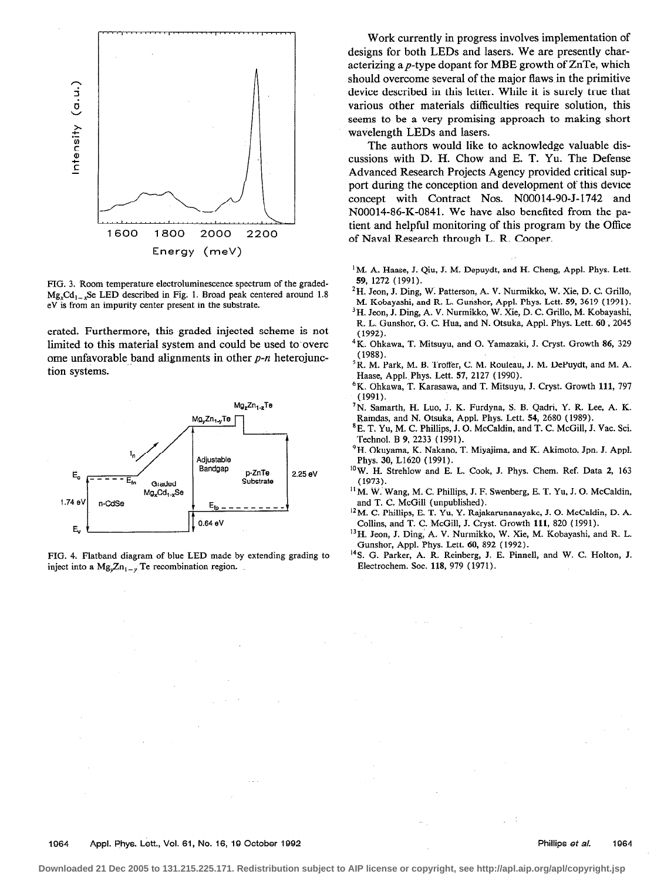Intensity (a.u.)

1600 1800 2000 2200

Energy (meV)

FIG. 3. Room temperature electroluminescence spectrum of the graded-$Mg_xCd_{1-x}Se$ LED described in Fig. 1. Broad peak centered around 1.8 eV is from an impurity center present in the substrate.

erated. Furthermore, this graded injected scheme is not limited to this material system and could be used to overcome unfavorable band alignments in other *p*-*n* heterojunction systems.

$Mg_zZn_{1-z}Te$

$Mg_yZn_{1-y}Te$

$I_n$

Adjustable Bandgap

$E_c$

$E_{fn}$

Graded $Mg_xCd_{1-x}Se$

p-ZnTe Substrate

2.25 eV

1.74 eV

n-CdSe

$E_{fp}$

0.64 eV

$E_v$

FIG. 4. Flatband diagram of blue LED made by extending grading to inject into a $Mg_yZn_{1-y}Te$ recombination region.

Work currently in progress involves implementation of designs for both LEDs and lasers. We are presently characterizing a *p*-type dopant for MBE growth of ZnTe, which should overcome several of the major flaws in the primitive device described in this letter. While it is surely true that various other materials difficulties require solution, this seems to be a very promising approach to making short wavelength LEDs and lasers.

The authors would like to acknowledge valuable discussions with D. H. Chow and E. T. Yu. The Defense Advanced Research Projects Agency provided critical support during the conception and development of this device concept with Contract Nos. N00014-90-J-1742 and N00014-86-K-0841. We have also benefited from the patient and helpful monitoring of this program by the Office of Naval Research through L. R. Cooper.

[1] M. A. Haase, J. Qiu, J. M. Depuydt, and H. Cheng, Appl. Phys. Lett. **59**, 1272 (1991).
[2] H. Jeon, J. Ding, W. Patterson, A. V. Nurmikko, W. Xie, D. C. Grillo, M. Kobayashi, and R. L. Gunshor, Appl. Phys. Lett. **59**, 3619 (1991).
[3] H. Jeon, J. Ding, A. V. Nurmikko, W. Xie, D. C. Grillo, M. Kobayashi, R. L. Gunshor, G. C. Hua, and N. Otsuka, Appl. Phys. Lett. **60**, 2045 (1992).
[4] K. Ohkawa, T. Mitsuyu, and O. Yamazaki, J. Cryst. Growth **86**, 329 (1988).
[5] R. M. Park, M. B. Troffer, C. M. Rouleau, J. M. DePuydt, and M. A. Haase, Appl. Phys. Lett. **57**, 2127 (1990).
[6] K. Ohkawa, T. Karasawa, and T. Mitsuyu, J. Cryst. Growth **111**, 797 (1991).
[7] N. Samarth, H. Luo, J. K. Furdyna, S. B. Qadri, Y. R. Lee, A. K. Ramdas, and N. Otsuka, Appl. Phys. Lett. **54**, 2680 (1989).
[8] E. T. Yu, M. C. Phillips, J. O. McCaldin, and T. C. McGill, J. Vac. Sci. Technol. B **9**, 2233 (1991).
[9] H. Okuyama, K. Nakano, T. Miyajima, and K. Akimoto, Jpn. J. Appl. Phys. **30**, L1620 (1991).
[10] W. H. Strehlow and E. L. Cook, J. Phys. Chem. Ref. Data **2**, 163 (1973).
[11] M. W. Wang, M. C. Phillips, J. F. Swenberg, E. T. Yu, J. O. McCaldin, and T. C. McGill (unpublished).
[12] M. C. Phillips, E. T. Yu, Y. Rajakarunanayake, J. O. McCaldin, D. A. Collins, and T. C. McGill, J. Cryst. Growth **111**, 820 (1991).
[13] H. Jeon, J. Ding, A. V. Nurmikko, W. Xie, M. Kobayashi, and R. L. Gunshor, Appl. Phys. Lett. **60**, 892 (1992).
[14] S. G. Parker, A. R. Reinberg, J. E. Pinnell, and W. C. Holton, J. Electrochem. Soc. **118**, 979 (1971).